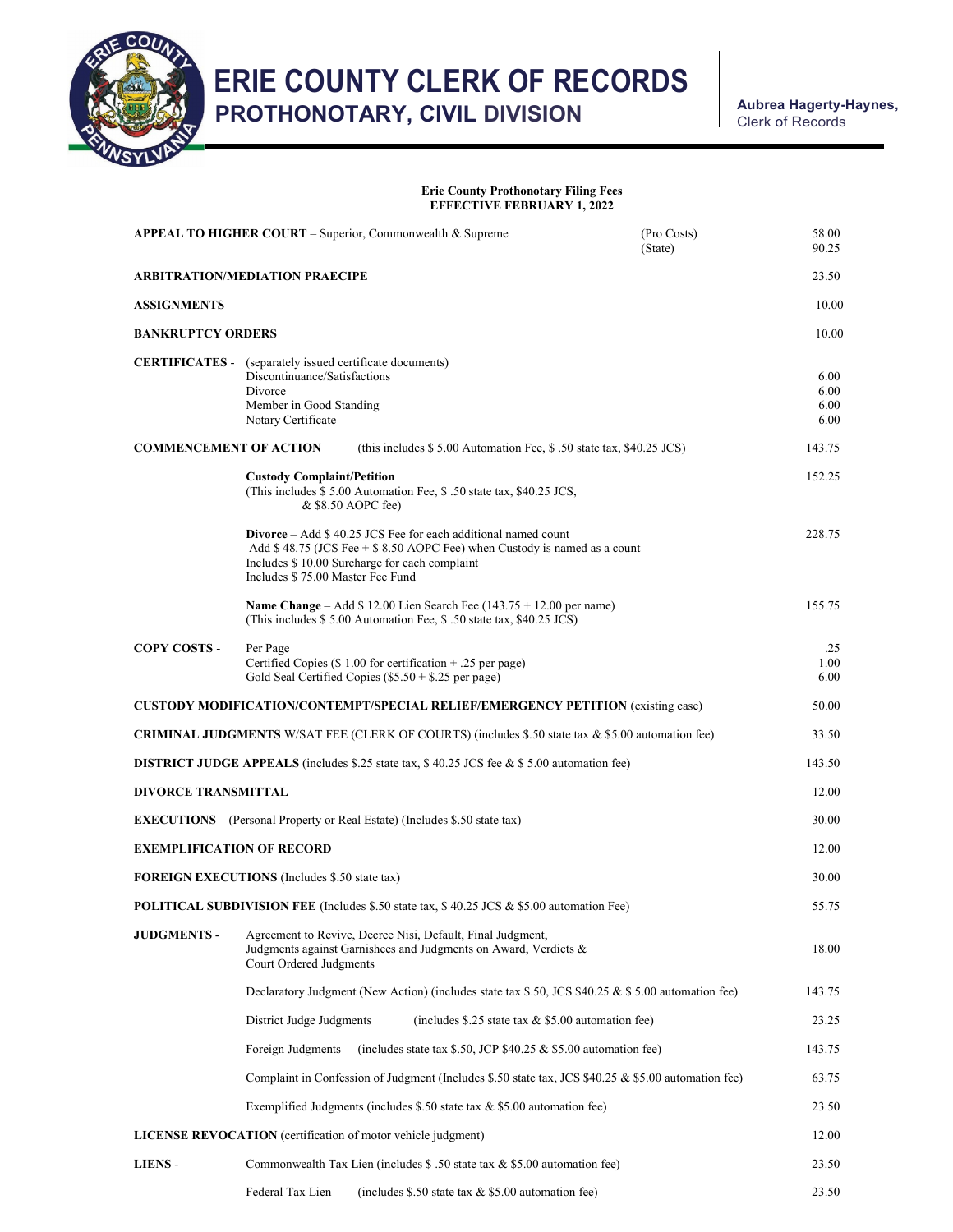# ERIE COUNTY CLERK OF RECORDS
## PROTHONOTARY, CIVIL DIVISION

**Aubrea Hagerty-Haynes,**
Clerk of Records

**Erie County Prothonotary Filing Fees**
**EFFECTIVE FEBRUARY 1, 2022**

| Item | Description | | Fee |
|---|---|---|---|
| **APPEAL TO HIGHER COURT** – Superior, Commonwealth & Supreme | | (Pro Costs)<br>(State) | 58.00<br>90.25 |
| **ARBITRATION/MEDIATION PRAECIPE** | | | 23.50 |
| **ASSIGNMENTS** | | | 10.00 |
| **BANKRUPTCY ORDERS** | | | 10.00 |
| **CERTIFICATES** - | (separately issued certificate documents)<br>Discontinuance/Satisfactions<br>Divorce<br>Member in Good Standing<br>Notary Certificate | | <br>6.00<br>6.00<br>6.00<br>6.00 |
| **COMMENCEMENT OF ACTION** | (this includes $ 5.00 Automation Fee, $ .50 state tax, $40.25 JCS) | | 143.75 |
| | **Custody Complaint/Petition**<br>(This includes $ 5.00 Automation Fee, $ .50 state tax, $40.25 JCS, & $8.50 AOPC fee) | | 152.25 |
| | **Divorce** – Add $ 40.25 JCS Fee for each additional named count<br>Add $ 48.75 (JCS Fee + $ 8.50 AOPC Fee) when Custody is named as a count<br>Includes $ 10.00 Surcharge for each complaint<br>Includes $ 75.00 Master Fee Fund | | 228.75 |
| | **Name Change** – Add $ 12.00 Lien Search Fee (143.75 + 12.00 per name)<br>(This includes $ 5.00 Automation Fee, $ .50 state tax, $40.25 JCS) | | 155.75 |
| **COPY COSTS** - | Per Page<br>Certified Copies ($ 1.00 for certification + .25 per page)<br>Gold Seal Certified Copies ($5.50 + $.25 per page) | | .25<br>1.00<br>6.00 |
| **CUSTODY MODIFICATION/CONTEMPT/SPECIAL RELIEF/EMERGENCY PETITION** (existing case) | | | 50.00 |
| **CRIMINAL JUDGMENTS** W/SAT FEE (CLERK OF COURTS) (includes $.50 state tax & $5.00 automation fee) | | | 33.50 |
| **DISTRICT JUDGE APPEALS** (includes $.25 state tax, $ 40.25 JCS fee & $ 5.00 automation fee) | | | 143.50 |
| **DIVORCE TRANSMITTAL** | | | 12.00 |
| **EXECUTIONS** – (Personal Property or Real Estate) (Includes $.50 state tax) | | | 30.00 |
| **EXEMPLIFICATION OF RECORD** | | | 12.00 |
| **FOREIGN EXECUTIONS** (Includes $.50 state tax) | | | 30.00 |
| **POLITICAL SUBDIVISION FEE** (Includes $.50 state tax, $ 40.25 JCS & $5.00 automation Fee) | | | 55.75 |
| **JUDGMENTS** - | Agreement to Revive, Decree Nisi, Default, Final Judgment, Judgments against Garnishees and Judgments on Award, Verdicts & Court Ordered Judgments | | 18.00 |
| | Declaratory Judgment (New Action) (includes state tax $.50, JCS $40.25 & $ 5.00 automation fee) | | 143.75 |
| | District Judge Judgments (includes $.25 state tax & $5.00 automation fee) | | 23.25 |
| | Foreign Judgments (includes state tax $.50, JCP $40.25 & $5.00 automation fee) | | 143.75 |
| | Complaint in Confession of Judgment (Includes $.50 state tax, JCS $40.25 & $5.00 automation fee) | | 63.75 |
| | Exemplified Judgments (includes $.50 state tax & $5.00 automation fee) | | 23.50 |
| **LICENSE REVOCATION** (certification of motor vehicle judgment) | | | 12.00 |
| **LIENS** - | Commonwealth Tax Lien (includes $ .50 state tax & $5.00 automation fee) | | 23.50 |
| | Federal Tax Lien (includes $.50 state tax & $5.00 automation fee) | | 23.50 |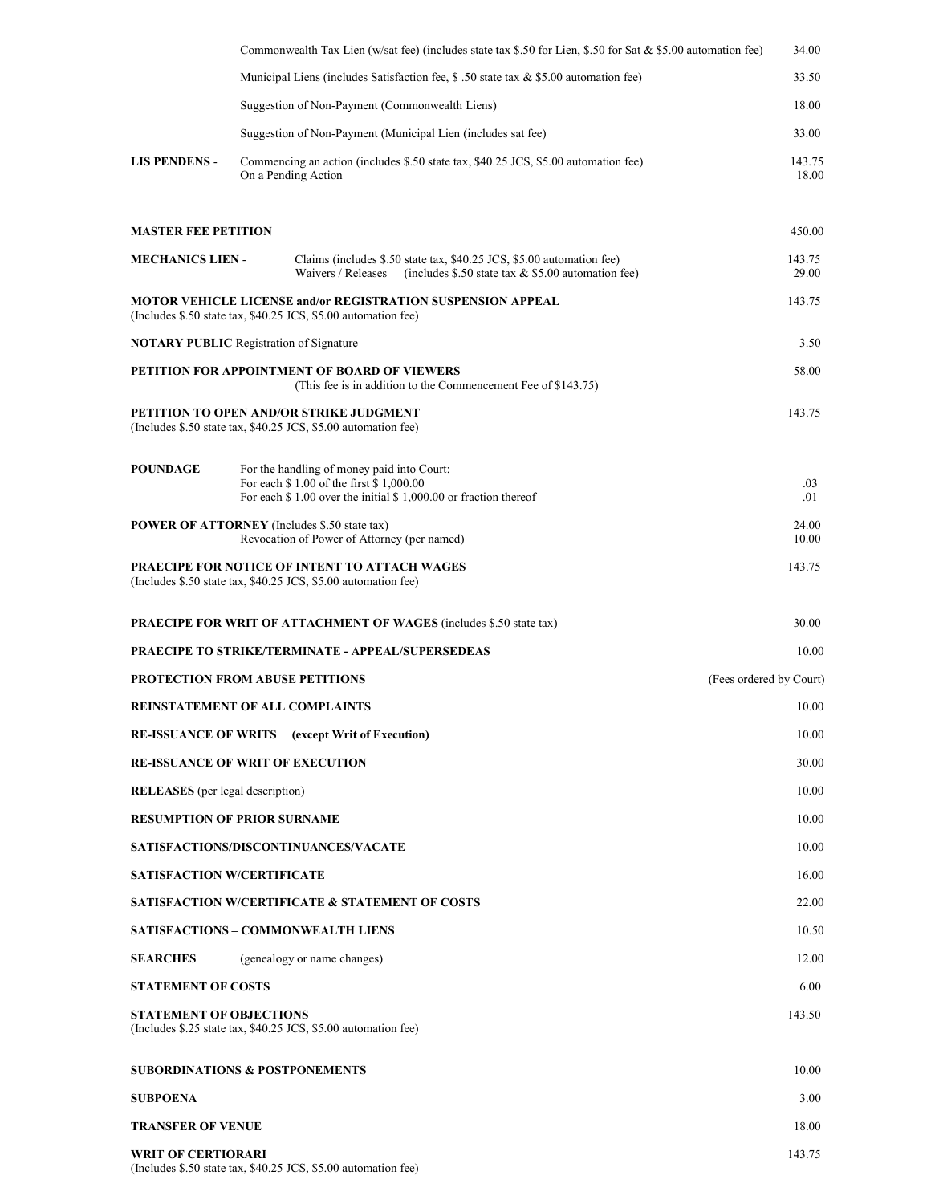| | | |
|---|---|---|
| | Commonwealth Tax Lien (w/sat fee) (includes state tax $.50 for Lien, $.50 for Sat & $5.00 automation fee) | 34.00 |
| | Municipal Liens (includes Satisfaction fee, $ .50 state tax & $5.00 automation fee) | 33.50 |
| | Suggestion of Non-Payment (Commonwealth Liens) | 18.00 |
| | Suggestion of Non-Payment (Municipal Lien (includes sat fee) | 33.00 |
| **LIS PENDENS** - | Commencing an action (includes $.50 state tax, $40.25 JCS, $5.00 automation fee) | 143.75 |
| | On a Pending Action | 18.00 |
| **MASTER FEE PETITION** | | 450.00 |
| **MECHANICS LIEN** - | Claims (includes $.50 state tax, $40.25 JCS, $5.00 automation fee) | 143.75 |
| | Waivers / Releases (includes $.50 state tax & $5.00 automation fee) | 29.00 |
| **MOTOR VEHICLE LICENSE and/or REGISTRATION SUSPENSION APPEAL** (Includes $.50 state tax, $40.25 JCS, $5.00 automation fee) | | 143.75 |
| **NOTARY PUBLIC** Registration of Signature | | 3.50 |
| **PETITION FOR APPOINTMENT OF BOARD OF VIEWERS** | (This fee is in addition to the Commencement Fee of $143.75) | 58.00 |
| **PETITION TO OPEN AND/OR STRIKE JUDGMENT** (Includes $.50 state tax, $40.25 JCS, $5.00 automation fee) | | 143.75 |
| **POUNDAGE** | For the handling of money paid into Court: | |
| | For each $ 1.00 of the first $ 1,000.00 | .03 |
| | For each $ 1.00 over the initial $ 1,000.00 or fraction thereof | .01 |
| **POWER OF ATTORNEY** (Includes $.50 state tax) | | 24.00 |
| | Revocation of Power of Attorney (per named) | 10.00 |
| **PRAECIPE FOR NOTICE OF INTENT TO ATTACH WAGES** (Includes $.50 state tax, $40.25 JCS, $5.00 automation fee) | | 143.75 |
| **PRAECIPE FOR WRIT OF ATTACHMENT OF WAGES** (includes $.50 state tax) | | 30.00 |
| **PRAECIPE TO STRIKE/TERMINATE - APPEAL/SUPERSEDEAS** | | 10.00 |
| **PROTECTION FROM ABUSE PETITIONS** | | (Fees ordered by Court) |
| **REINSTATEMENT OF ALL COMPLAINTS** | | 10.00 |
| **RE-ISSUANCE OF WRITS (except Writ of Execution)** | | 10.00 |
| **RE-ISSUANCE OF WRIT OF EXECUTION** | | 30.00 |
| **RELEASES** (per legal description) | | 10.00 |
| **RESUMPTION OF PRIOR SURNAME** | | 10.00 |
| **SATISFACTIONS/DISCONTINUANCES/VACATE** | | 10.00 |
| **SATISFACTION W/CERTIFICATE** | | 16.00 |
| **SATISFACTION W/CERTIFICATE & STATEMENT OF COSTS** | | 22.00 |
| **SATISFACTIONS – COMMONWEALTH LIENS** | | 10.50 |
| **SEARCHES** | (genealogy or name changes) | 12.00 |
| **STATEMENT OF COSTS** | | 6.00 |
| **STATEMENT OF OBJECTIONS** (Includes $.25 state tax, $40.25 JCS, $5.00 automation fee) | | 143.50 |
| **SUBORDINATIONS & POSTPONEMENTS** | | 10.00 |
| **SUBPOENA** | | 3.00 |
| **TRANSFER OF VENUE** | | 18.00 |
| **WRIT OF CERTIORARI** (Includes $.50 state tax, $40.25 JCS, $5.00 automation fee) | | 143.75 |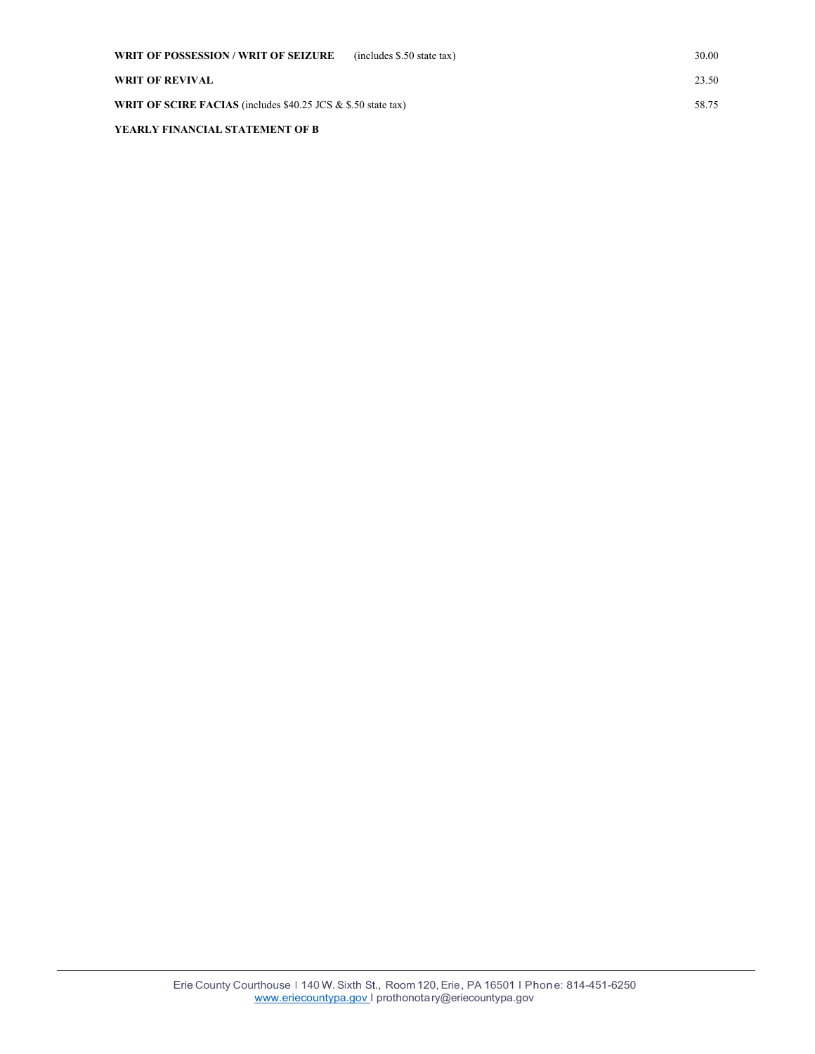| | |
|---|---|
| **WRIT OF POSSESSION / WRIT OF SEIZURE** (includes $.50 state tax) | 30.00 |
| **WRIT OF REVIVAL** | 23.50 |
| **WRIT OF SCIRE FACIAS** (includes $40.25 JCS & $.50 state tax) | 58.75 |
| **YEARLY FINANCIAL STATEMENT OF B** | |